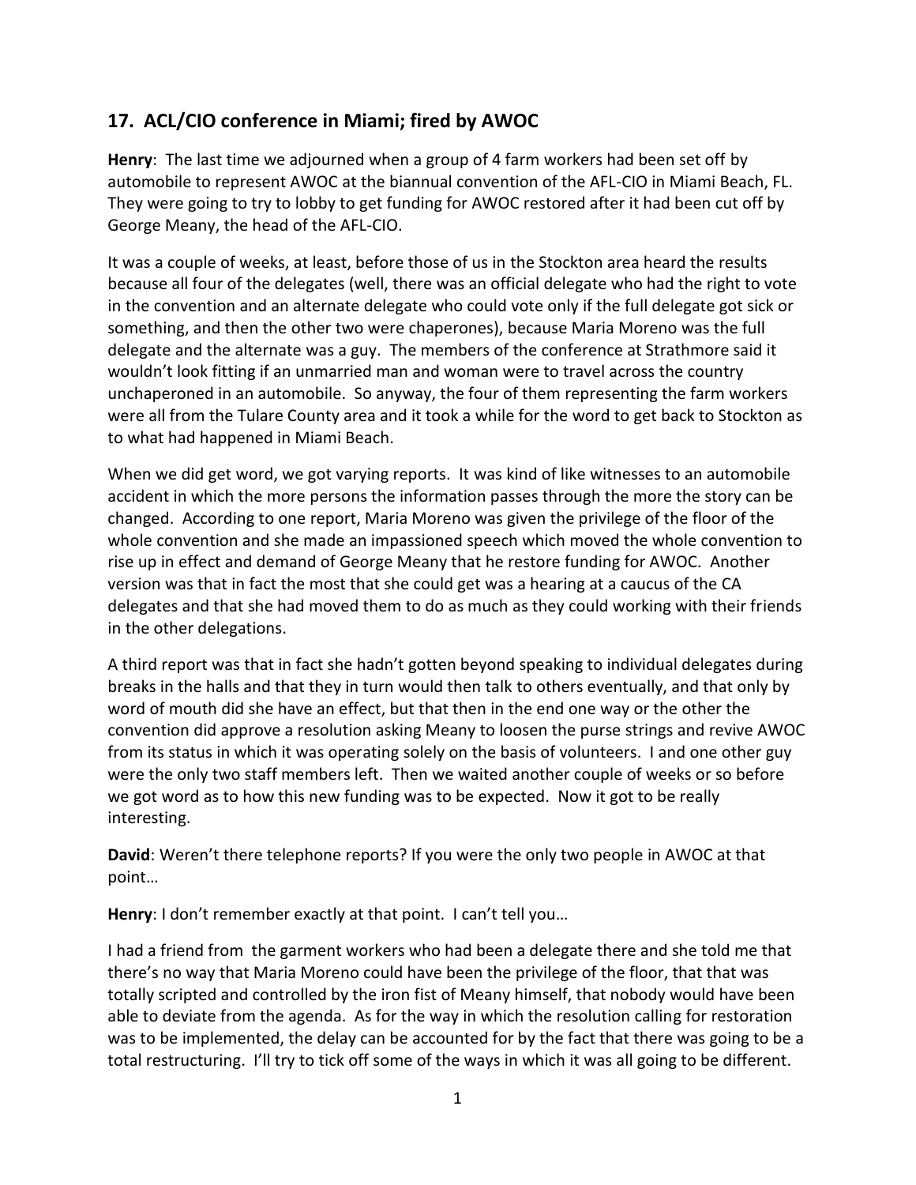## 17. ACL/CIO conference in Miami; fired by AWOC

**Henry**: The last time we adjourned when a group of 4 farm workers had been set off by automobile to represent AWOC at the biannual convention of the AFL-CIO in Miami Beach, FL. They were going to try to lobby to get funding for AWOC restored after it had been cut off by George Meany, the head of the AFL-CIO.

It was a couple of weeks, at least, before those of us in the Stockton area heard the results because all four of the delegates (well, there was an official delegate who had the right to vote in the convention and an alternate delegate who could vote only if the full delegate got sick or something, and then the other two were chaperones), because Maria Moreno was the full delegate and the alternate was a guy. The members of the conference at Strathmore said it wouldn't look fitting if an unmarried man and woman were to travel across the country unchaperoned in an automobile. So anyway, the four of them representing the farm workers were all from the Tulare County area and it took a while for the word to get back to Stockton as to what had happened in Miami Beach.

When we did get word, we got varying reports. It was kind of like witnesses to an automobile accident in which the more persons the information passes through the more the story can be changed. According to one report, Maria Moreno was given the privilege of the floor of the whole convention and she made an impassioned speech which moved the whole convention to rise up in effect and demand of George Meany that he restore funding for AWOC. Another version was that in fact the most that she could get was a hearing at a caucus of the CA delegates and that she had moved them to do as much as they could working with their friends in the other delegations.

A third report was that in fact she hadn't gotten beyond speaking to individual delegates during breaks in the halls and that they in turn would then talk to others eventually, and that only by word of mouth did she have an effect, but that then in the end one way or the other the convention did approve a resolution asking Meany to loosen the purse strings and revive AWOC from its status in which it was operating solely on the basis of volunteers. I and one other guy were the only two staff members left. Then we waited another couple of weeks or so before we got word as to how this new funding was to be expected. Now it got to be really interesting.

**David**: Weren't there telephone reports? If you were the only two people in AWOC at that point…

**Henry**: I don't remember exactly at that point. I can't tell you…

I had a friend from the garment workers who had been a delegate there and she told me that there's no way that Maria Moreno could have been the privilege of the floor, that that was totally scripted and controlled by the iron fist of Meany himself, that nobody would have been able to deviate from the agenda. As for the way in which the resolution calling for restoration was to be implemented, the delay can be accounted for by the fact that there was going to be a total restructuring. I'll try to tick off some of the ways in which it was all going to be different.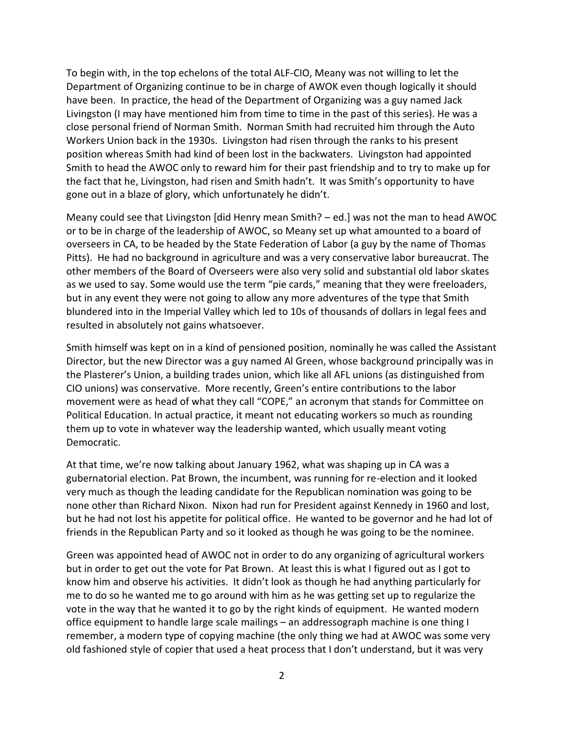To begin with, in the top echelons of the total ALF-CIO, Meany was not willing to let the Department of Organizing continue to be in charge of AWOK even though logically it should have been. In practice, the head of the Department of Organizing was a guy named Jack Livingston (I may have mentioned him from time to time in the past of this series). He was a close personal friend of Norman Smith. Norman Smith had recruited him through the Auto Workers Union back in the 1930s. Livingston had risen through the ranks to his present position whereas Smith had kind of been lost in the backwaters. Livingston had appointed Smith to head the AWOC only to reward him for their past friendship and to try to make up for the fact that he, Livingston, had risen and Smith hadn't. It was Smith's opportunity to have gone out in a blaze of glory, which unfortunately he didn't.

Meany could see that Livingston [did Henry mean Smith? – ed.] was not the man to head AWOC or to be in charge of the leadership of AWOC, so Meany set up what amounted to a board of overseers in CA, to be headed by the State Federation of Labor (a guy by the name of Thomas Pitts). He had no background in agriculture and was a very conservative labor bureaucrat. The other members of the Board of Overseers were also very solid and substantial old labor skates as we used to say. Some would use the term "pie cards," meaning that they were freeloaders, but in any event they were not going to allow any more adventures of the type that Smith blundered into in the Imperial Valley which led to 10s of thousands of dollars in legal fees and resulted in absolutely not gains whatsoever.

Smith himself was kept on in a kind of pensioned position, nominally he was called the Assistant Director, but the new Director was a guy named Al Green, whose background principally was in the Plasterer's Union, a building trades union, which like all AFL unions (as distinguished from CIO unions) was conservative. More recently, Green's entire contributions to the labor movement were as head of what they call "COPE," an acronym that stands for Committee on Political Education. In actual practice, it meant not educating workers so much as rounding them up to vote in whatever way the leadership wanted, which usually meant voting Democratic.

At that time, we're now talking about January 1962, what was shaping up in CA was a gubernatorial election. Pat Brown, the incumbent, was running for re-election and it looked very much as though the leading candidate for the Republican nomination was going to be none other than Richard Nixon. Nixon had run for President against Kennedy in 1960 and lost, but he had not lost his appetite for political office. He wanted to be governor and he had lot of friends in the Republican Party and so it looked as though he was going to be the nominee.

Green was appointed head of AWOC not in order to do any organizing of agricultural workers but in order to get out the vote for Pat Brown. At least this is what I figured out as I got to know him and observe his activities. It didn't look as though he had anything particularly for me to do so he wanted me to go around with him as he was getting set up to regularize the vote in the way that he wanted it to go by the right kinds of equipment. He wanted modern office equipment to handle large scale mailings – an addressograph machine is one thing I remember, a modern type of copying machine (the only thing we had at AWOC was some very old fashioned style of copier that used a heat process that I don't understand, but it was very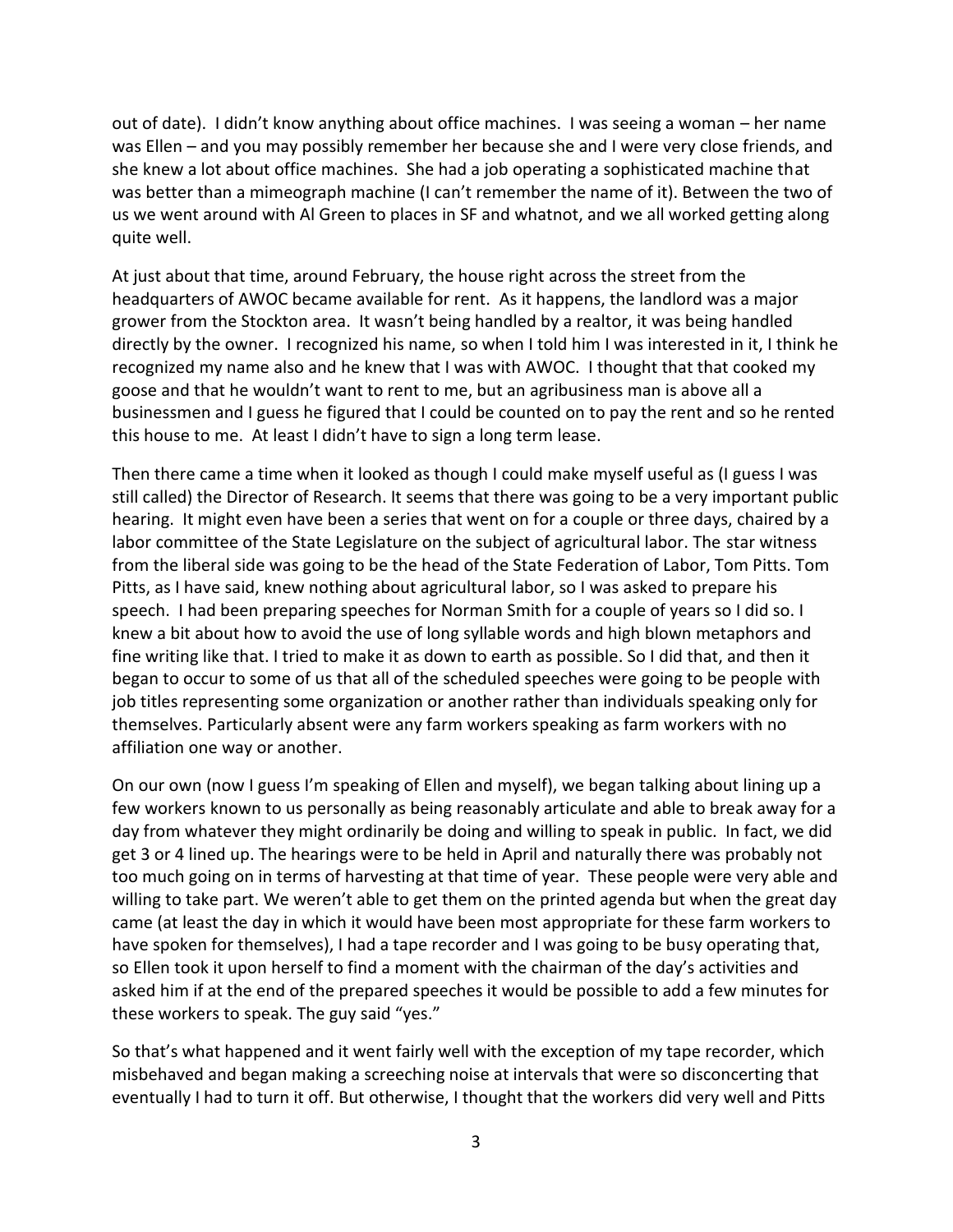out of date). I didn't know anything about office machines. I was seeing a woman – her name was Ellen – and you may possibly remember her because she and I were very close friends, and she knew a lot about office machines. She had a job operating a sophisticated machine that was better than a mimeograph machine (I can't remember the name of it). Between the two of us we went around with Al Green to places in SF and whatnot, and we all worked getting along quite well.

At just about that time, around February, the house right across the street from the headquarters of AWOC became available for rent. As it happens, the landlord was a major grower from the Stockton area. It wasn't being handled by a realtor, it was being handled directly by the owner. I recognized his name, so when I told him I was interested in it, I think he recognized my name also and he knew that I was with AWOC. I thought that that cooked my goose and that he wouldn't want to rent to me, but an agribusiness man is above all a businessmen and I guess he figured that I could be counted on to pay the rent and so he rented this house to me. At least I didn't have to sign a long term lease.

Then there came a time when it looked as though I could make myself useful as (I guess I was still called) the Director of Research. It seems that there was going to be a very important public hearing. It might even have been a series that went on for a couple or three days, chaired by a labor committee of the State Legislature on the subject of agricultural labor. The star witness from the liberal side was going to be the head of the State Federation of Labor, Tom Pitts. Tom Pitts, as I have said, knew nothing about agricultural labor, so I was asked to prepare his speech. I had been preparing speeches for Norman Smith for a couple of years so I did so. I knew a bit about how to avoid the use of long syllable words and high blown metaphors and fine writing like that. I tried to make it as down to earth as possible. So I did that, and then it began to occur to some of us that all of the scheduled speeches were going to be people with job titles representing some organization or another rather than individuals speaking only for themselves. Particularly absent were any farm workers speaking as farm workers with no affiliation one way or another.

On our own (now I guess I'm speaking of Ellen and myself), we began talking about lining up a few workers known to us personally as being reasonably articulate and able to break away for a day from whatever they might ordinarily be doing and willing to speak in public. In fact, we did get 3 or 4 lined up. The hearings were to be held in April and naturally there was probably not too much going on in terms of harvesting at that time of year. These people were very able and willing to take part. We weren't able to get them on the printed agenda but when the great day came (at least the day in which it would have been most appropriate for these farm workers to have spoken for themselves), I had a tape recorder and I was going to be busy operating that, so Ellen took it upon herself to find a moment with the chairman of the day's activities and asked him if at the end of the prepared speeches it would be possible to add a few minutes for these workers to speak. The guy said "yes."

So that's what happened and it went fairly well with the exception of my tape recorder, which misbehaved and began making a screeching noise at intervals that were so disconcerting that eventually I had to turn it off. But otherwise, I thought that the workers did very well and Pitts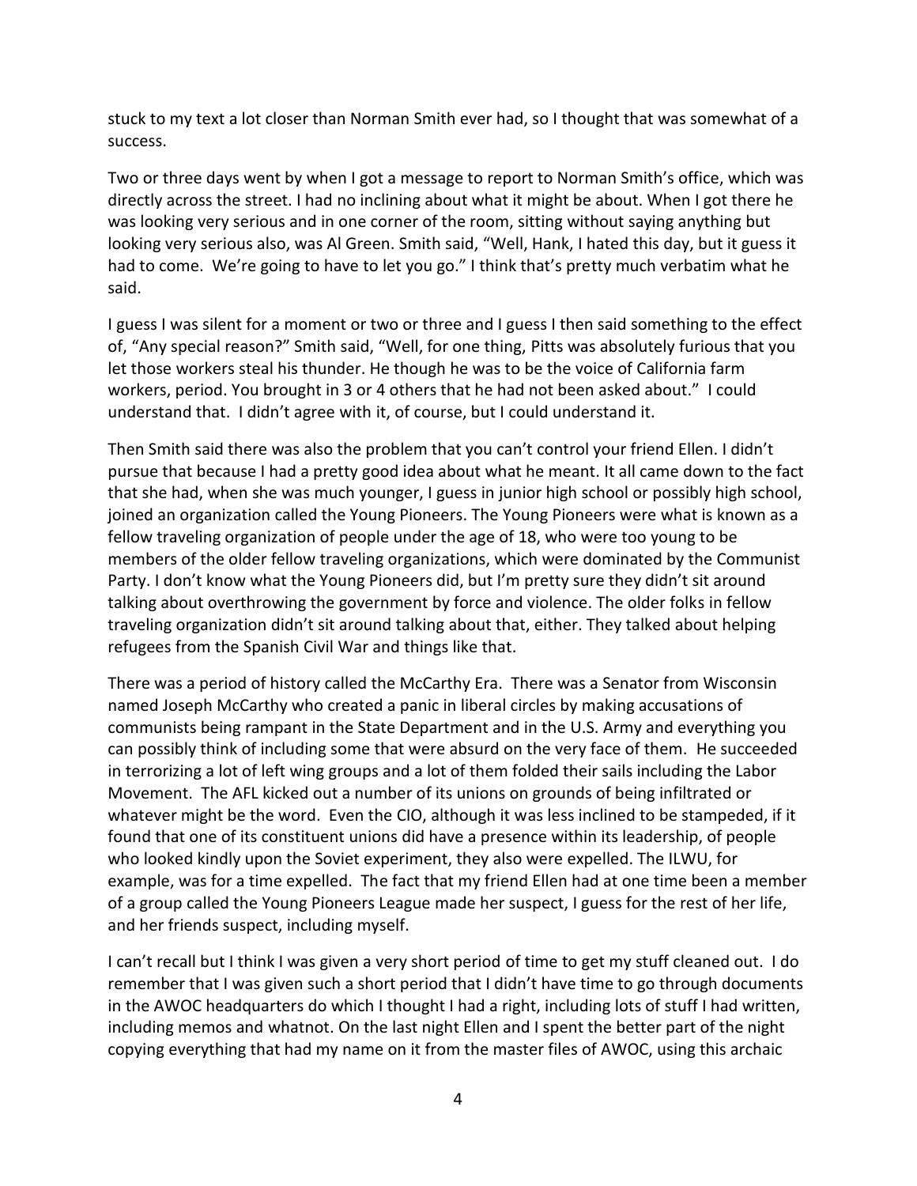stuck to my text a lot closer than Norman Smith ever had, so I thought that was somewhat of a success.

Two or three days went by when I got a message to report to Norman Smith's office, which was directly across the street. I had no inclining about what it might be about. When I got there he was looking very serious and in one corner of the room, sitting without saying anything but looking very serious also, was Al Green. Smith said, "Well, Hank, I hated this day, but it guess it had to come. We're going to have to let you go." I think that's pretty much verbatim what he said.

I guess I was silent for a moment or two or three and I guess I then said something to the effect of, "Any special reason?" Smith said, "Well, for one thing, Pitts was absolutely furious that you let those workers steal his thunder. He though he was to be the voice of California farm workers, period. You brought in 3 or 4 others that he had not been asked about." I could understand that. I didn't agree with it, of course, but I could understand it.

Then Smith said there was also the problem that you can't control your friend Ellen. I didn't pursue that because I had a pretty good idea about what he meant. It all came down to the fact that she had, when she was much younger, I guess in junior high school or possibly high school, joined an organization called the Young Pioneers. The Young Pioneers were what is known as a fellow traveling organization of people under the age of 18, who were too young to be members of the older fellow traveling organizations, which were dominated by the Communist Party. I don't know what the Young Pioneers did, but I'm pretty sure they didn't sit around talking about overthrowing the government by force and violence. The older folks in fellow traveling organization didn't sit around talking about that, either. They talked about helping refugees from the Spanish Civil War and things like that.

There was a period of history called the McCarthy Era. There was a Senator from Wisconsin named Joseph McCarthy who created a panic in liberal circles by making accusations of communists being rampant in the State Department and in the U.S. Army and everything you can possibly think of including some that were absurd on the very face of them. He succeeded in terrorizing a lot of left wing groups and a lot of them folded their sails including the Labor Movement. The AFL kicked out a number of its unions on grounds of being infiltrated or whatever might be the word. Even the CIO, although it was less inclined to be stampeded, if it found that one of its constituent unions did have a presence within its leadership, of people who looked kindly upon the Soviet experiment, they also were expelled. The ILWU, for example, was for a time expelled. The fact that my friend Ellen had at one time been a member of a group called the Young Pioneers League made her suspect, I guess for the rest of her life, and her friends suspect, including myself.

I can't recall but I think I was given a very short period of time to get my stuff cleaned out. I do remember that I was given such a short period that I didn't have time to go through documents in the AWOC headquarters do which I thought I had a right, including lots of stuff I had written, including memos and whatnot. On the last night Ellen and I spent the better part of the night copying everything that had my name on it from the master files of AWOC, using this archaic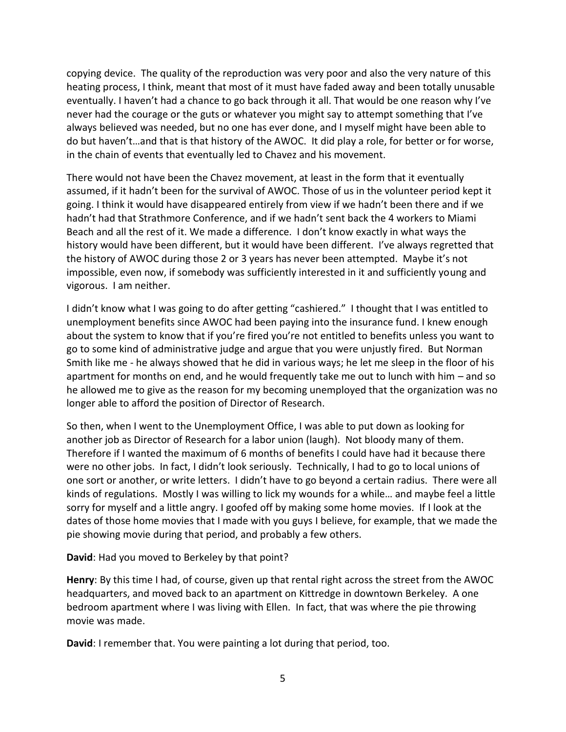copying device. The quality of the reproduction was very poor and also the very nature of this heating process, I think, meant that most of it must have faded away and been totally unusable eventually. I haven't had a chance to go back through it all. That would be one reason why I've never had the courage or the guts or whatever you might say to attempt something that I've always believed was needed, but no one has ever done, and I myself might have been able to do but haven't…and that is that history of the AWOC. It did play a role, for better or for worse, in the chain of events that eventually led to Chavez and his movement.

There would not have been the Chavez movement, at least in the form that it eventually assumed, if it hadn't been for the survival of AWOC. Those of us in the volunteer period kept it going. I think it would have disappeared entirely from view if we hadn't been there and if we hadn't had that Strathmore Conference, and if we hadn't sent back the 4 workers to Miami Beach and all the rest of it. We made a difference. I don't know exactly in what ways the history would have been different, but it would have been different. I've always regretted that the history of AWOC during those 2 or 3 years has never been attempted. Maybe it's not impossible, even now, if somebody was sufficiently interested in it and sufficiently young and vigorous. I am neither.

I didn't know what I was going to do after getting "cashiered." I thought that I was entitled to unemployment benefits since AWOC had been paying into the insurance fund. I knew enough about the system to know that if you're fired you're not entitled to benefits unless you want to go to some kind of administrative judge and argue that you were unjustly fired. But Norman Smith like me - he always showed that he did in various ways; he let me sleep in the floor of his apartment for months on end, and he would frequently take me out to lunch with him – and so he allowed me to give as the reason for my becoming unemployed that the organization was no longer able to afford the position of Director of Research.

So then, when I went to the Unemployment Office, I was able to put down as looking for another job as Director of Research for a labor union (laugh). Not bloody many of them. Therefore if I wanted the maximum of 6 months of benefits I could have had it because there were no other jobs. In fact, I didn't look seriously. Technically, I had to go to local unions of one sort or another, or write letters. I didn't have to go beyond a certain radius. There were all kinds of regulations. Mostly I was willing to lick my wounds for a while… and maybe feel a little sorry for myself and a little angry. I goofed off by making some home movies. If I look at the dates of those home movies that I made with you guys I believe, for example, that we made the pie showing movie during that period, and probably a few others.

**David**: Had you moved to Berkeley by that point?

**Henry**: By this time I had, of course, given up that rental right across the street from the AWOC headquarters, and moved back to an apartment on Kittredge in downtown Berkeley. A one bedroom apartment where I was living with Ellen. In fact, that was where the pie throwing movie was made.

**David**: I remember that. You were painting a lot during that period, too.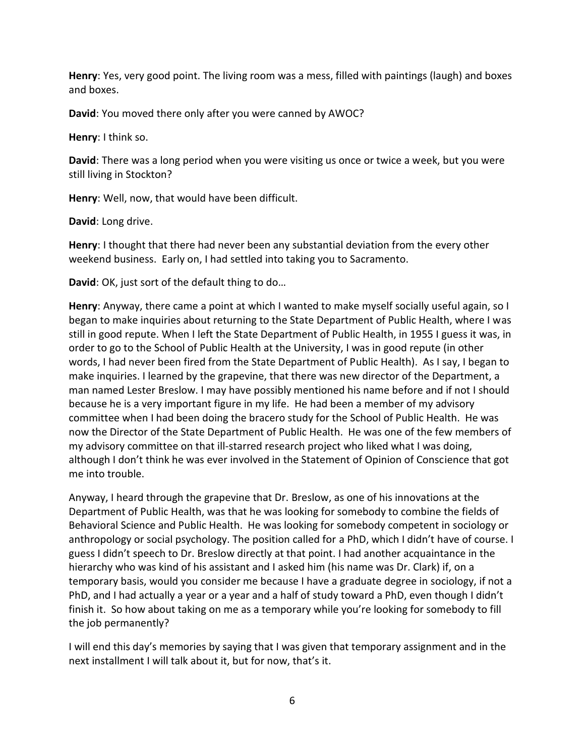**Henry**: Yes, very good point. The living room was a mess, filled with paintings (laugh) and boxes and boxes.

**David**: You moved there only after you were canned by AWOC?

**Henry**: I think so.

**David**: There was a long period when you were visiting us once or twice a week, but you were still living in Stockton?

**Henry**: Well, now, that would have been difficult.

**David**: Long drive.

**Henry**: I thought that there had never been any substantial deviation from the every other weekend business. Early on, I had settled into taking you to Sacramento.

**David**: OK, just sort of the default thing to do…

**Henry**: Anyway, there came a point at which I wanted to make myself socially useful again, so I began to make inquiries about returning to the State Department of Public Health, where I was still in good repute. When I left the State Department of Public Health, in 1955 I guess it was, in order to go to the School of Public Health at the University, I was in good repute (in other words, I had never been fired from the State Department of Public Health). As I say, I began to make inquiries. I learned by the grapevine, that there was new director of the Department, a man named Lester Breslow. I may have possibly mentioned his name before and if not I should because he is a very important figure in my life. He had been a member of my advisory committee when I had been doing the bracero study for the School of Public Health. He was now the Director of the State Department of Public Health. He was one of the few members of my advisory committee on that ill-starred research project who liked what I was doing, although I don't think he was ever involved in the Statement of Opinion of Conscience that got me into trouble.

Anyway, I heard through the grapevine that Dr. Breslow, as one of his innovations at the Department of Public Health, was that he was looking for somebody to combine the fields of Behavioral Science and Public Health. He was looking for somebody competent in sociology or anthropology or social psychology. The position called for a PhD, which I didn't have of course. I guess I didn't speech to Dr. Breslow directly at that point. I had another acquaintance in the hierarchy who was kind of his assistant and I asked him (his name was Dr. Clark) if, on a temporary basis, would you consider me because I have a graduate degree in sociology, if not a PhD, and I had actually a year or a year and a half of study toward a PhD, even though I didn't finish it. So how about taking on me as a temporary while you're looking for somebody to fill the job permanently?

I will end this day's memories by saying that I was given that temporary assignment and in the next installment I will talk about it, but for now, that's it.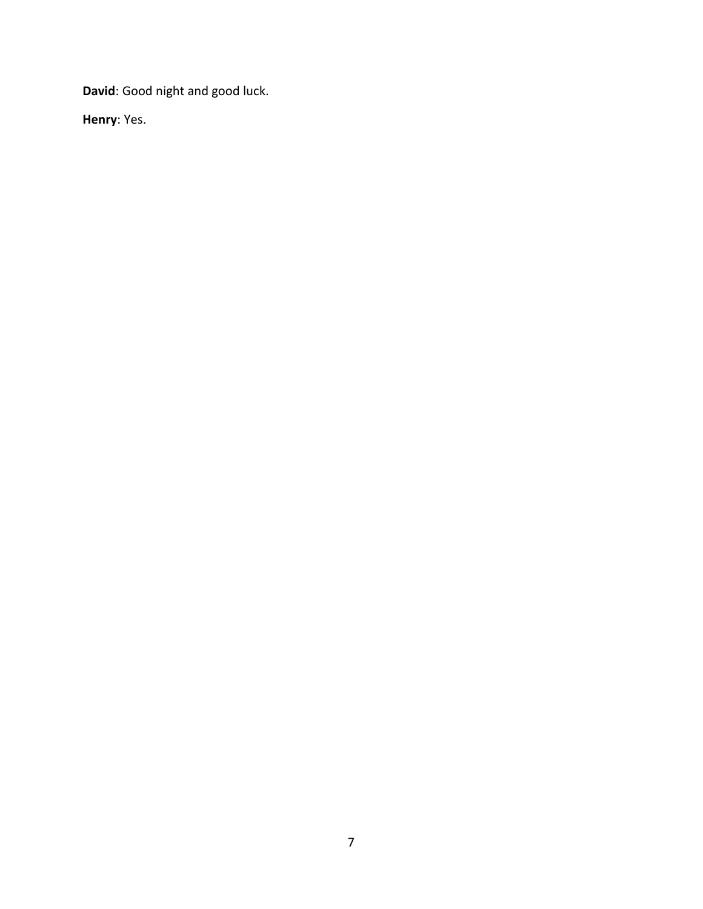**David**: Good night and good luck.

**Henry**: Yes.